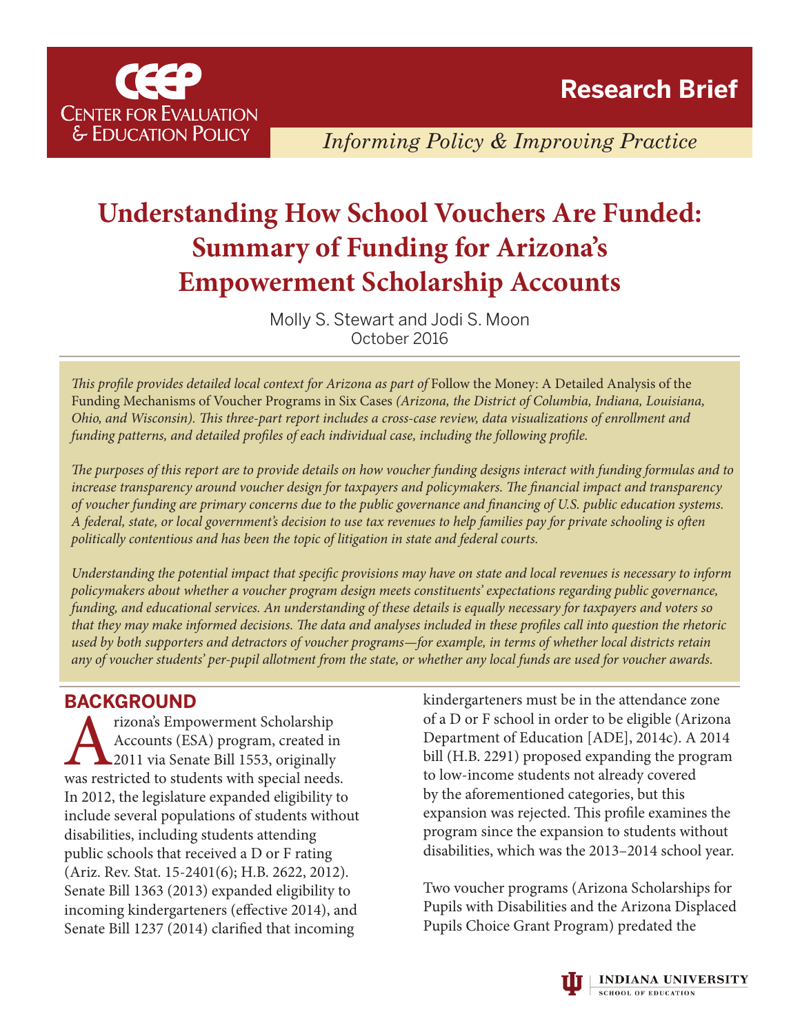**CEEP**
**Center for Evaluation & Education Policy**

**Research Brief**

*Informing Policy & Improving Practice*

# Understanding How School Vouchers Are Funded: Summary of Funding for Arizona's Empowerment Scholarship Accounts

Molly S. Stewart and Jodi S. Moon
October 2016

*This profile provides detailed local context for Arizona as part of* Follow the Money: A Detailed Analysis of the Funding Mechanisms of Voucher Programs in Six Cases *(Arizona, the District of Columbia, Indiana, Louisiana, Ohio, and Wisconsin). This three-part report includes a cross-case review, data visualizations of enrollment and funding patterns, and detailed profiles of each individual case, including the following profile.*

*The purposes of this report are to provide details on how voucher funding designs interact with funding formulas and to increase transparency around voucher design for taxpayers and policymakers. The financial impact and transparency of voucher funding are primary concerns due to the public governance and financing of U.S. public education systems. A federal, state, or local government's decision to use tax revenues to help families pay for private schooling is often politically contentious and has been the topic of litigation in state and federal courts.*

*Understanding the potential impact that specific provisions may have on state and local revenues is necessary to inform policymakers about whether a voucher program design meets constituents' expectations regarding public governance, funding, and educational services. An understanding of these details is equally necessary for taxpayers and voters so that they may make informed decisions. The data and analyses included in these profiles call into question the rhetoric used by both supporters and detractors of voucher programs—for example, in terms of whether local districts retain any of voucher students' per-pupil allotment from the state, or whether any local funds are used for voucher awards.*

## BACKGROUND

Arizona's Empowerment Scholarship Accounts (ESA) program, created in 2011 via Senate Bill 1553, originally was restricted to students with special needs. In 2012, the legislature expanded eligibility to include several populations of students without disabilities, including students attending public schools that received a D or F rating (Ariz. Rev. Stat. 15-2401(6); H.B. 2622, 2012). Senate Bill 1363 (2013) expanded eligibility to incoming kindergarteners (effective 2014), and Senate Bill 1237 (2014) clarified that incoming kindergarteners must be in the attendance zone of a D or F school in order to be eligible (Arizona Department of Education [ADE], 2014c). A 2014 bill (H.B. 2291) proposed expanding the program to low-income students not already covered by the aforementioned categories, but this expansion was rejected. This profile examines the program since the expansion to students without disabilities, which was the 2013–2014 school year.

Two voucher programs (Arizona Scholarships for Pupils with Disabilities and the Arizona Displaced Pupils Choice Grant Program) predated the

Indiana University School of Education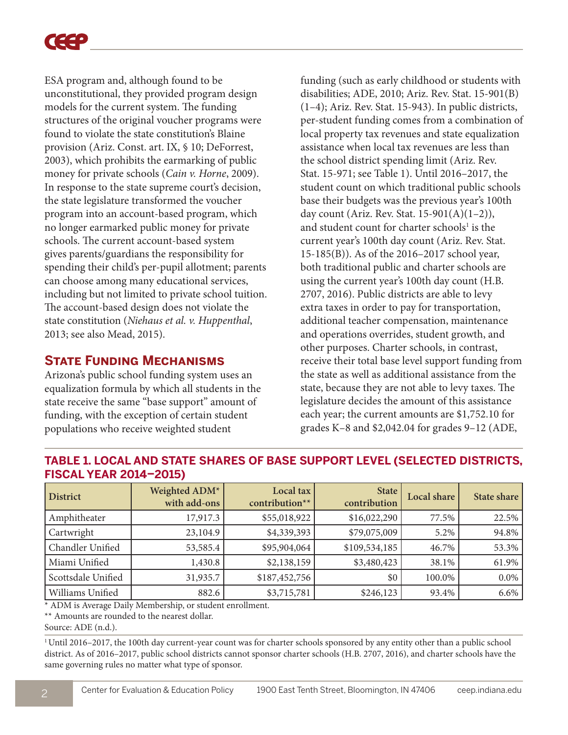ESA program and, although found to be unconstitutional, they provided program design models for the current system. The funding structures of the original voucher programs were found to violate the state constitution's Blaine provision (Ariz. Const. art. IX, § 10; DeForrest, 2003), which prohibits the earmarking of public money for private schools (*Cain v. Horne*, 2009). In response to the state supreme court's decision, the state legislature transformed the voucher program into an account-based program, which no longer earmarked public money for private schools. The current account-based system gives parents/guardians the responsibility for spending their child's per-pupil allotment; parents can choose among many educational services, including but not limited to private school tuition. The account-based design does not violate the state constitution (*Niehaus et al. v. Huppenthal*, 2013; see also Mead, 2015).

## State Funding Mechanisms

Arizona's public school funding system uses an equalization formula by which all students in the state receive the same "base support" amount of funding, with the exception of certain student populations who receive weighted student funding (such as early childhood or students with disabilities; ADE, 2010; Ariz. Rev. Stat. 15-901(B)(1–4); Ariz. Rev. Stat. 15-943). In public districts, per-student funding comes from a combination of local property tax revenues and state equalization assistance when local tax revenues are less than the school district spending limit (Ariz. Rev. Stat. 15-971; see Table 1). Until 2016–2017, the student count on which traditional public schools base their budgets was the previous year's 100th day count (Ariz. Rev. Stat. 15-901(A)(1–2)), and student count for charter schools[1] is the current year's 100th day count (Ariz. Rev. Stat. 15-185(B)). As of the 2016–2017 school year, both traditional public and charter schools are using the current year's 100th day count (H.B. 2707, 2016). Public districts are able to levy extra taxes in order to pay for transportation, additional teacher compensation, maintenance and operations overrides, student growth, and other purposes. Charter schools, in contrast, receive their total base level support funding from the state as well as additional assistance from the state, because they are not able to levy taxes. The legislature decides the amount of this assistance each year; the current amounts are $1,752.10 for grades K–8 and $2,042.04 for grades 9–12 (ADE,

**TABLE 1. LOCAL AND STATE SHARES OF BASE SUPPORT LEVEL (SELECTED DISTRICTS, FISCAL YEAR 2014–2015)**

| District | Weighted ADM* with add-ons | Local tax contribution** | State contribution | Local share | State share |
|---|---|---|---|---|---|
| Amphitheater | 17,917.3 | $55,018,922 | $16,022,290 | 77.5% | 22.5% |
| Cartwright | 23,104.9 | $4,339,393 | $79,075,009 | 5.2% | 94.8% |
| Chandler Unified | 53,585.4 | $95,904,064 | $109,534,185 | 46.7% | 53.3% |
| Miami Unified | 1,430.8 | $2,138,159 | $3,480,423 | 38.1% | 61.9% |
| Scottsdale Unified | 31,935.7 | $187,452,756 | $0 | 100.0% | 0.0% |
| Williams Unified | 882.6 | $3,715,781 | $246,123 | 93.4% | 6.6% |

\* ADM is Average Daily Membership, or student enrollment.
\*\* Amounts are rounded to the nearest dollar.
Source: ADE (n.d.).

[1] Until 2016–2017, the 100th day current-year count was for charter schools sponsored by any entity other than a public school district. As of 2016–2017, public school districts cannot sponsor charter schools (H.B. 2707, 2016), and charter schools have the same governing rules no matter what type of sponsor.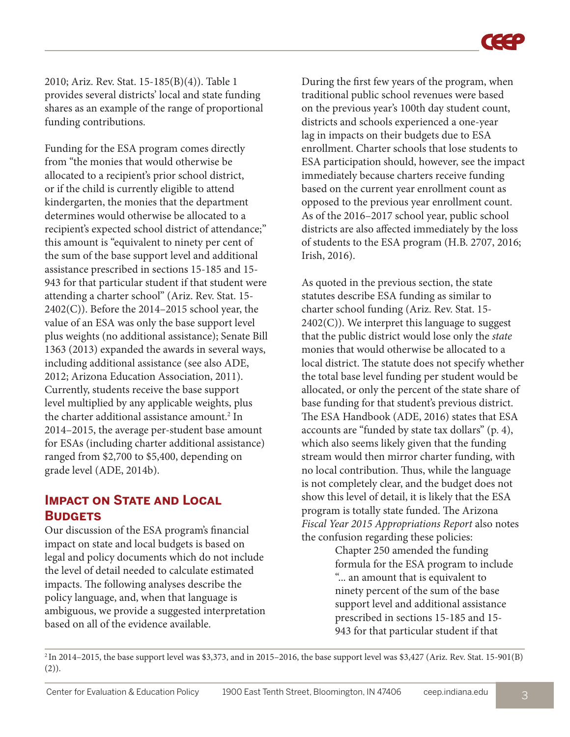2010; Ariz. Rev. Stat. 15-185(B)(4)). Table 1 provides several districts' local and state funding shares as an example of the range of proportional funding contributions.

Funding for the ESA program comes directly from "the monies that would otherwise be allocated to a recipient's prior school district, or if the child is currently eligible to attend kindergarten, the monies that the department determines would otherwise be allocated to a recipient's expected school district of attendance;" this amount is "equivalent to ninety per cent of the sum of the base support level and additional assistance prescribed in sections 15-185 and 15-943 for that particular student if that student were attending a charter school" (Ariz. Rev. Stat. 15-2402(C)). Before the 2014–2015 school year, the value of an ESA was only the base support level plus weights (no additional assistance); Senate Bill 1363 (2013) expanded the awards in several ways, including additional assistance (see also ADE, 2012; Arizona Education Association, 2011). Currently, students receive the base support level multiplied by any applicable weights, plus the charter additional assistance amount.[2] In 2014–2015, the average per-student base amount for ESAs (including charter additional assistance) ranged from \$2,700 to \$5,400, depending on grade level (ADE, 2014b).

## Impact on State and Local Budgets

Our discussion of the ESA program's financial impact on state and local budgets is based on legal and policy documents which do not include the level of detail needed to calculate estimated impacts. The following analyses describe the policy language, and, when that language is ambiguous, we provide a suggested interpretation based on all of the evidence available.

During the first few years of the program, when traditional public school revenues were based on the previous year's 100th day student count, districts and schools experienced a one-year lag in impacts on their budgets due to ESA enrollment. Charter schools that lose students to ESA participation should, however, see the impact immediately because charters receive funding based on the current year enrollment count as opposed to the previous year enrollment count. As of the 2016–2017 school year, public school districts are also affected immediately by the loss of students to the ESA program (H.B. 2707, 2016; Irish, 2016).

As quoted in the previous section, the state statutes describe ESA funding as similar to charter school funding (Ariz. Rev. Stat. 15-2402(C)). We interpret this language to suggest that the public district would lose only the *state* monies that would otherwise be allocated to a local district. The statute does not specify whether the total base level funding per student would be allocated, or only the percent of the state share of base funding for that student's previous district. The ESA Handbook (ADE, 2016) states that ESA accounts are "funded by state tax dollars" (p. 4), which also seems likely given that the funding stream would then mirror charter funding, with no local contribution. Thus, while the language is not completely clear, and the budget does not show this level of detail, it is likely that the ESA program is totally state funded. The Arizona *Fiscal Year 2015 Appropriations Report* also notes the confusion regarding these policies:

> Chapter 250 amended the funding formula for the ESA program to include "... an amount that is equivalent to ninety percent of the sum of the base support level and additional assistance prescribed in sections 15-185 and 15-943 for that particular student if that

[2] In 2014–2015, the base support level was \$3,373, and in 2015–2016, the base support level was \$3,427 (Ariz. Rev. Stat. 15-901(B)(2)).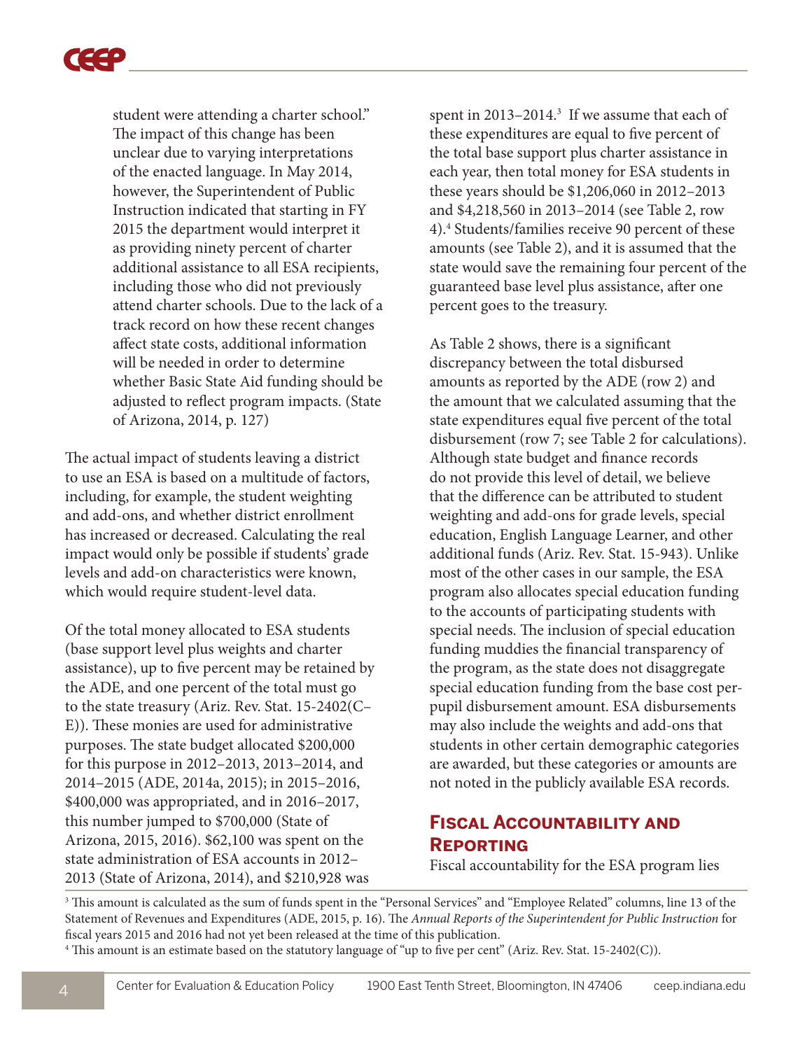student were attending a charter school." The impact of this change has been unclear due to varying interpretations of the enacted language. In May 2014, however, the Superintendent of Public Instruction indicated that starting in FY 2015 the department would interpret it as providing ninety percent of charter additional assistance to all ESA recipients, including those who did not previously attend charter schools. Due to the lack of a track record on how these recent changes affect state costs, additional information will be needed in order to determine whether Basic State Aid funding should be adjusted to reflect program impacts. (State of Arizona, 2014, p. 127)

The actual impact of students leaving a district to use an ESA is based on a multitude of factors, including, for example, the student weighting and add-ons, and whether district enrollment has increased or decreased. Calculating the real impact would only be possible if students' grade levels and add-on characteristics were known, which would require student-level data.

Of the total money allocated to ESA students (base support level plus weights and charter assistance), up to five percent may be retained by the ADE, and one percent of the total must go to the state treasury (Ariz. Rev. Stat. 15-2402(C–E)). These monies are used for administrative purposes. The state budget allocated $200,000 for this purpose in 2012–2013, 2013–2014, and 2014–2015 (ADE, 2014a, 2015); in 2015–2016, $400,000 was appropriated, and in 2016–2017, this number jumped to $700,000 (State of Arizona, 2015, 2016). $62,100 was spent on the state administration of ESA accounts in 2012–2013 (State of Arizona, 2014), and $210,928 was spent in 2013–2014.[3] If we assume that each of these expenditures are equal to five percent of the total base support plus charter assistance in each year, then total money for ESA students in these years should be $1,206,060 in 2012–2013 and $4,218,560 in 2013–2014 (see Table 2, row 4).[4] Students/families receive 90 percent of these amounts (see Table 2), and it is assumed that the state would save the remaining four percent of the guaranteed base level plus assistance, after one percent goes to the treasury.

As Table 2 shows, there is a significant discrepancy between the total disbursed amounts as reported by the ADE (row 2) and the amount that we calculated assuming that the state expenditures equal five percent of the total disbursement (row 7; see Table 2 for calculations). Although state budget and finance records do not provide this level of detail, we believe that the difference can be attributed to student weighting and add-ons for grade levels, special education, English Language Learner, and other additional funds (Ariz. Rev. Stat. 15-943). Unlike most of the other cases in our sample, the ESA program also allocates special education funding to the accounts of participating students with special needs. The inclusion of special education funding muddies the financial transparency of the program, as the state does not disaggregate special education funding from the base cost per-pupil disbursement amount. ESA disbursements may also include the weights and add-ons that students in other certain demographic categories are awarded, but these categories or amounts are not noted in the publicly available ESA records.

## Fiscal Accountability and Reporting

Fiscal accountability for the ESA program lies

[3] This amount is calculated as the sum of funds spent in the "Personal Services" and "Employee Related" columns, line 13 of the Statement of Revenues and Expenditures (ADE, 2015, p. 16). The *Annual Reports of the Superintendent for Public Instruction* for fiscal years 2015 and 2016 had not yet been released at the time of this publication.

[4] This amount is an estimate based on the statutory language of "up to five per cent" (Ariz. Rev. Stat. 15-2402(C)).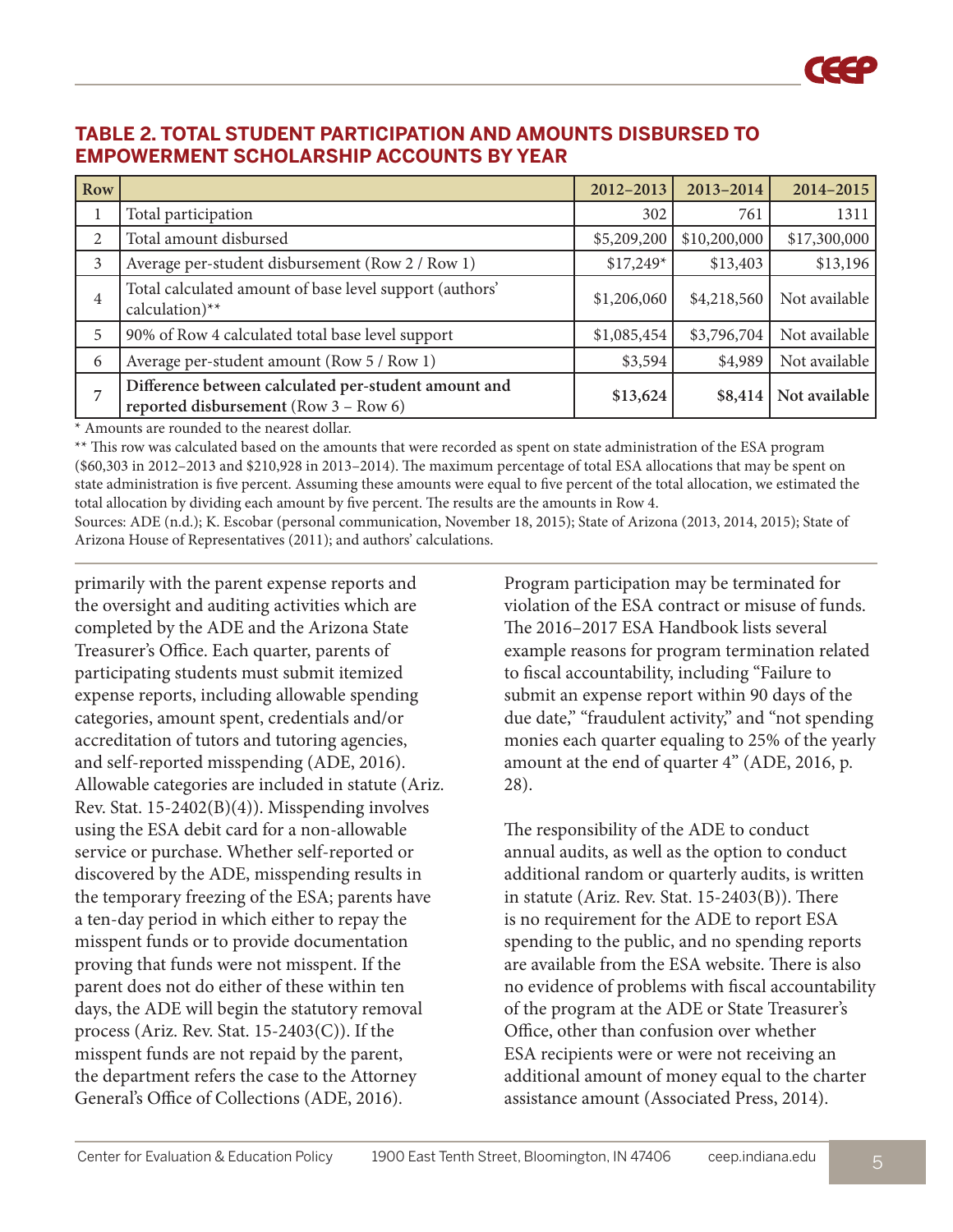### TABLE 2. TOTAL STUDENT PARTICIPATION AND AMOUNTS DISBURSED TO EMPOWERMENT SCHOLARSHIP ACCOUNTS BY YEAR

| Row | | 2012–2013 | 2013–2014 | 2014–2015 |
|---|---|---|---|---|
| 1 | Total participation | 302 | 761 | 1311 |
| 2 | Total amount disbursed | $5,209,200 | $10,200,000 | $17,300,000 |
| 3 | Average per-student disbursement (Row 2 / Row 1) | $17,249* | $13,403 | $13,196 |
| 4 | Total calculated amount of base level support (authors' calculation)** | $1,206,060 | $4,218,560 | Not available |
| 5 | 90% of Row 4 calculated total base level support | $1,085,454 | $3,796,704 | Not available |
| 6 | Average per-student amount (Row 5 / Row 1) | $3,594 | $4,989 | Not available |
| 7 | **Difference between calculated per-student amount and reported disbursement** (Row 3 – Row 6) | **$13,624** | **$8,414** | **Not available** |

\* Amounts are rounded to the nearest dollar.

\*\* This row was calculated based on the amounts that were recorded as spent on state administration of the ESA program ($60,303 in 2012–2013 and $210,928 in 2013–2014). The maximum percentage of total ESA allocations that may be spent on state administration is five percent. Assuming these amounts were equal to five percent of the total allocation, we estimated the total allocation by dividing each amount by five percent. The results are the amounts in Row 4.

Sources: ADE (n.d.); K. Escobar (personal communication, November 18, 2015); State of Arizona (2013, 2014, 2015); State of Arizona House of Representatives (2011); and authors' calculations.

primarily with the parent expense reports and the oversight and auditing activities which are completed by the ADE and the Arizona State Treasurer's Office. Each quarter, parents of participating students must submit itemized expense reports, including allowable spending categories, amount spent, credentials and/or accreditation of tutors and tutoring agencies, and self-reported misspending (ADE, 2016). Allowable categories are included in statute (Ariz. Rev. Stat. 15-2402(B)(4)). Misspending involves using the ESA debit card for a non-allowable service or purchase. Whether self-reported or discovered by the ADE, misspending results in the temporary freezing of the ESA; parents have a ten-day period in which either to repay the misspent funds or to provide documentation proving that funds were not misspent. If the parent does not do either of these within ten days, the ADE will begin the statutory removal process (Ariz. Rev. Stat. 15-2403(C)). If the misspent funds are not repaid by the parent, the department refers the case to the Attorney General's Office of Collections (ADE, 2016).

Program participation may be terminated for violation of the ESA contract or misuse of funds. The 2016–2017 ESA Handbook lists several example reasons for program termination related to fiscal accountability, including "Failure to submit an expense report within 90 days of the due date," "fraudulent activity," and "not spending monies each quarter equaling to 25% of the yearly amount at the end of quarter 4" (ADE, 2016, p. 28).

The responsibility of the ADE to conduct annual audits, as well as the option to conduct additional random or quarterly audits, is written in statute (Ariz. Rev. Stat. 15-2403(B)). There is no requirement for the ADE to report ESA spending to the public, and no spending reports are available from the ESA website. There is also no evidence of problems with fiscal accountability of the program at the ADE or State Treasurer's Office, other than confusion over whether ESA recipients were or were not receiving an additional amount of money equal to the charter assistance amount (Associated Press, 2014).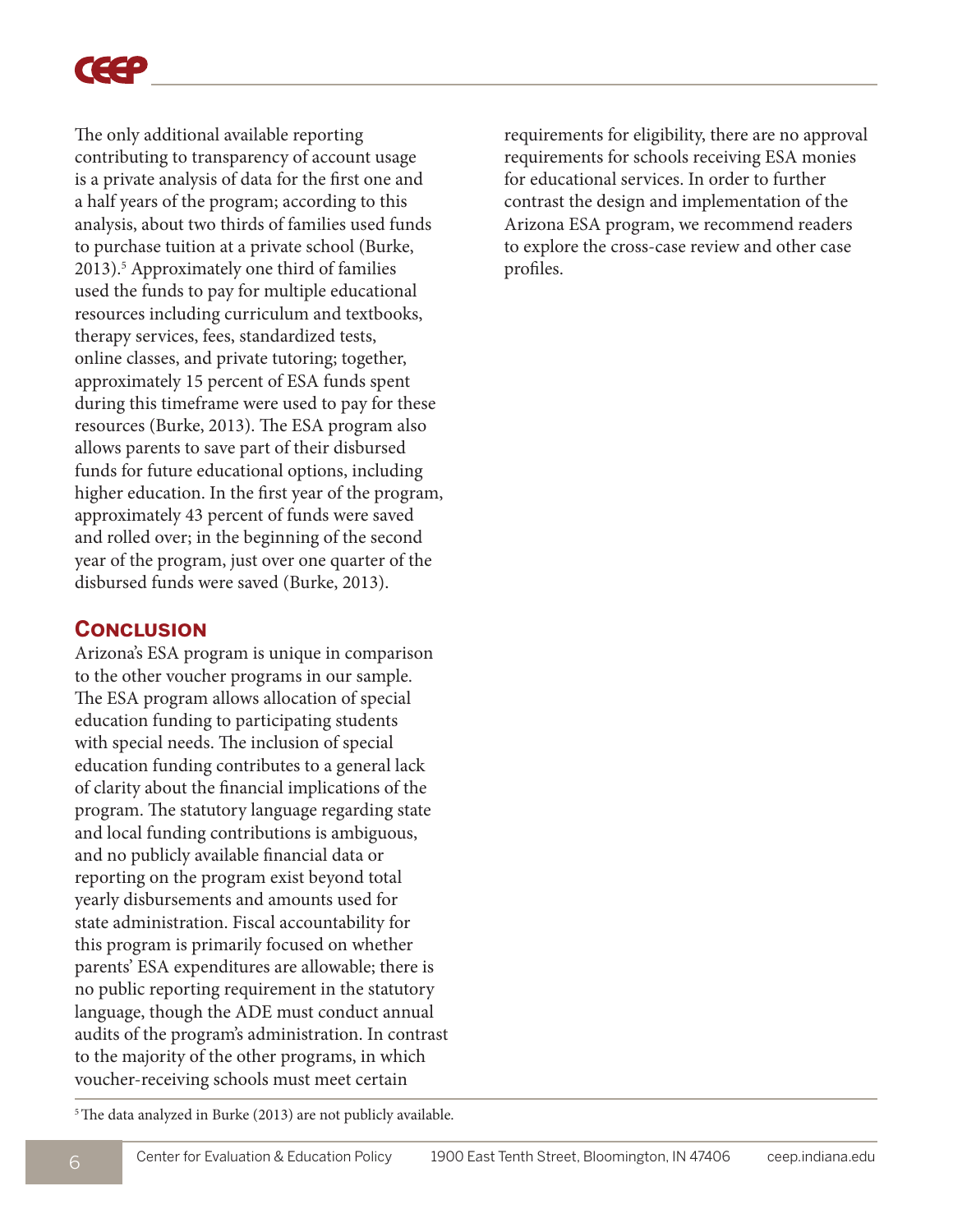The only additional available reporting contributing to transparency of account usage is a private analysis of data for the first one and a half years of the program; according to this analysis, about two thirds of families used funds to purchase tuition at a private school (Burke, 2013).[5] Approximately one third of families used the funds to pay for multiple educational resources including curriculum and textbooks, therapy services, fees, standardized tests, online classes, and private tutoring; together, approximately 15 percent of ESA funds spent during this timeframe were used to pay for these resources (Burke, 2013). The ESA program also allows parents to save part of their disbursed funds for future educational options, including higher education. In the first year of the program, approximately 43 percent of funds were saved and rolled over; in the beginning of the second year of the program, just over one quarter of the disbursed funds were saved (Burke, 2013).

## Conclusion

Arizona's ESA program is unique in comparison to the other voucher programs in our sample. The ESA program allows allocation of special education funding to participating students with special needs. The inclusion of special education funding contributes to a general lack of clarity about the financial implications of the program. The statutory language regarding state and local funding contributions is ambiguous, and no publicly available financial data or reporting on the program exist beyond total yearly disbursements and amounts used for state administration. Fiscal accountability for this program is primarily focused on whether parents' ESA expenditures are allowable; there is no public reporting requirement in the statutory language, though the ADE must conduct annual audits of the program's administration. In contrast to the majority of the other programs, in which voucher-receiving schools must meet certain requirements for eligibility, there are no approval requirements for schools receiving ESA monies for educational services. In order to further contrast the design and implementation of the Arizona ESA program, we recommend readers to explore the cross-case review and other case profiles.

[5] The data analyzed in Burke (2013) are not publicly available.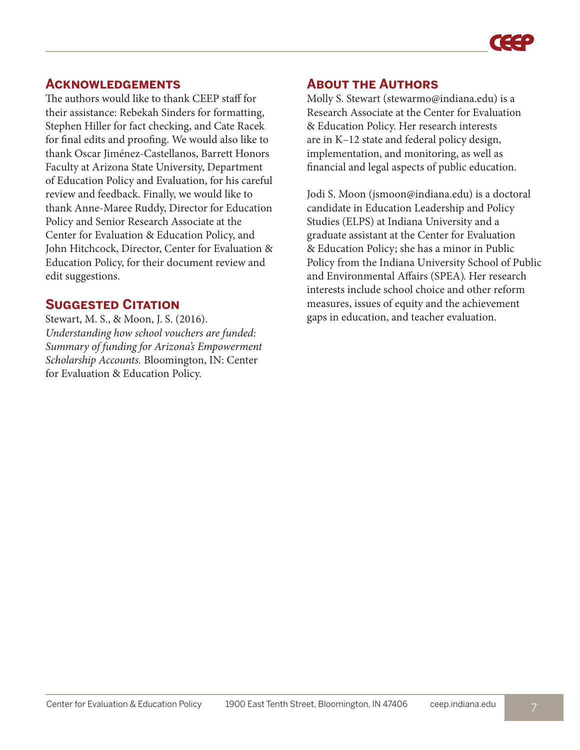## Acknowledgements

The authors would like to thank CEEP staff for their assistance: Rebekah Sinders for formatting, Stephen Hiller for fact checking, and Cate Racek for final edits and proofing. We would also like to thank Oscar Jiménez-Castellanos, Barrett Honors Faculty at Arizona State University, Department of Education Policy and Evaluation, for his careful review and feedback. Finally, we would like to thank Anne-Maree Ruddy, Director for Education Policy and Senior Research Associate at the Center for Evaluation & Education Policy, and John Hitchcock, Director, Center for Evaluation & Education Policy, for their document review and edit suggestions.

## Suggested Citation

Stewart, M. S., & Moon, J. S. (2016). *Understanding how school vouchers are funded: Summary of funding for Arizona's Empowerment Scholarship Accounts.* Bloomington, IN: Center for Evaluation & Education Policy.

## About the Authors

Molly S. Stewart (stewarmo@indiana.edu) is a Research Associate at the Center for Evaluation & Education Policy. Her research interests are in K–12 state and federal policy design, implementation, and monitoring, as well as financial and legal aspects of public education.

Jodi S. Moon (jsmoon@indiana.edu) is a doctoral candidate in Education Leadership and Policy Studies (ELPS) at Indiana University and a graduate assistant at the Center for Evaluation & Education Policy; she has a minor in Public Policy from the Indiana University School of Public and Environmental Affairs (SPEA). Her research interests include school choice and other reform measures, issues of equity and the achievement gaps in education, and teacher evaluation.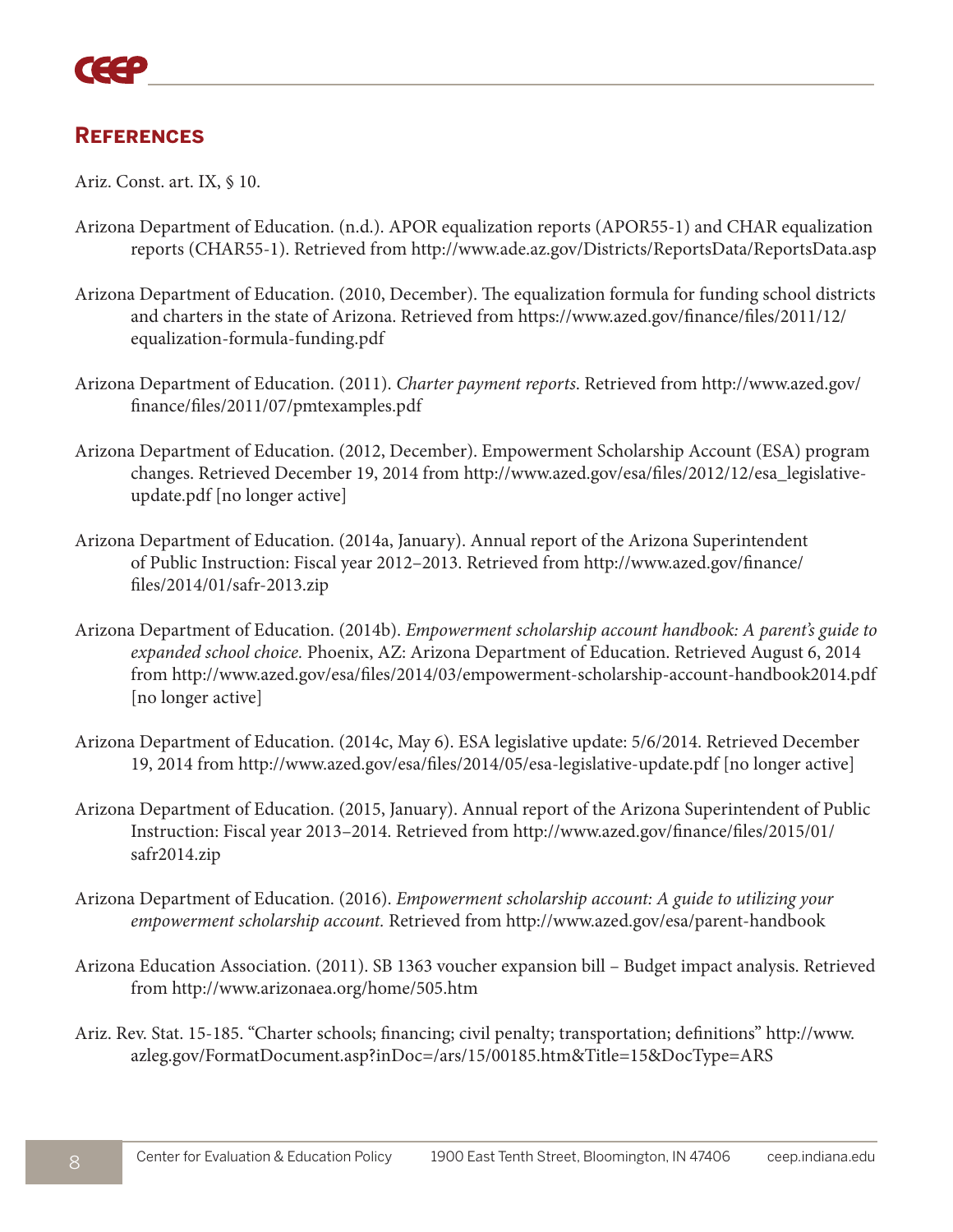## References

Ariz. Const. art. IX, § 10.

Arizona Department of Education. (n.d.). APOR equalization reports (APOR55-1) and CHAR equalization reports (CHAR55-1). Retrieved from http://www.ade.az.gov/Districts/ReportsData/ReportsData.asp

Arizona Department of Education. (2010, December). The equalization formula for funding school districts and charters in the state of Arizona. Retrieved from https://www.azed.gov/finance/files/2011/12/equalization-formula-funding.pdf

Arizona Department of Education. (2011). *Charter payment reports.* Retrieved from http://www.azed.gov/finance/files/2011/07/pmtexamples.pdf

Arizona Department of Education. (2012, December). Empowerment Scholarship Account (ESA) program changes. Retrieved December 19, 2014 from http://www.azed.gov/esa/files/2012/12/esa_legislative-update.pdf [no longer active]

Arizona Department of Education. (2014a, January). Annual report of the Arizona Superintendent of Public Instruction: Fiscal year 2012–2013. Retrieved from http://www.azed.gov/finance/files/2014/01/safr-2013.zip

Arizona Department of Education. (2014b). *Empowerment scholarship account handbook: A parent's guide to expanded school choice.* Phoenix, AZ: Arizona Department of Education. Retrieved August 6, 2014 from http://www.azed.gov/esa/files/2014/03/empowerment-scholarship-account-handbook2014.pdf [no longer active]

Arizona Department of Education. (2014c, May 6). ESA legislative update: 5/6/2014. Retrieved December 19, 2014 from http://www.azed.gov/esa/files/2014/05/esa-legislative-update.pdf [no longer active]

Arizona Department of Education. (2015, January). Annual report of the Arizona Superintendent of Public Instruction: Fiscal year 2013–2014. Retrieved from http://www.azed.gov/finance/files/2015/01/safr2014.zip

Arizona Department of Education. (2016). *Empowerment scholarship account: A guide to utilizing your empowerment scholarship account.* Retrieved from http://www.azed.gov/esa/parent-handbook

Arizona Education Association. (2011). SB 1363 voucher expansion bill – Budget impact analysis. Retrieved from http://www.arizonaea.org/home/505.htm

Ariz. Rev. Stat. 15-185. "Charter schools; financing; civil penalty; transportation; definitions" http://www.azleg.gov/FormatDocument.asp?inDoc=/ars/15/00185.htm&Title=15&DocType=ARS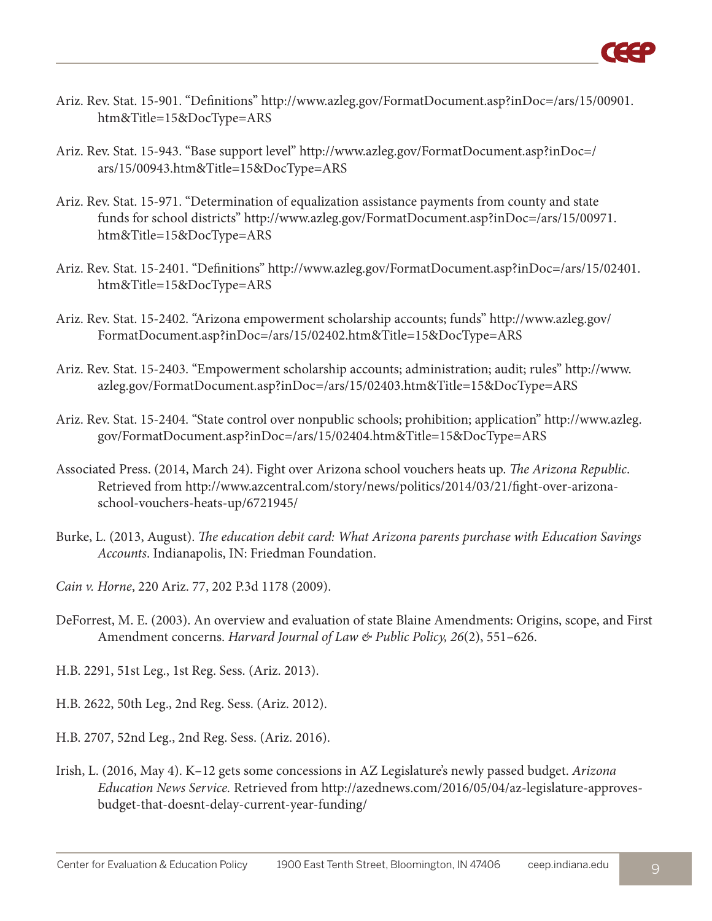Ariz. Rev. Stat. 15-901. "Definitions" http://www.azleg.gov/FormatDocument.asp?inDoc=/ars/15/00901.htm&Title=15&DocType=ARS

Ariz. Rev. Stat. 15-943. "Base support level" http://www.azleg.gov/FormatDocument.asp?inDoc=/ars/15/00943.htm&Title=15&DocType=ARS

Ariz. Rev. Stat. 15-971. "Determination of equalization assistance payments from county and state funds for school districts" http://www.azleg.gov/FormatDocument.asp?inDoc=/ars/15/00971.htm&Title=15&DocType=ARS

Ariz. Rev. Stat. 15-2401. "Definitions" http://www.azleg.gov/FormatDocument.asp?inDoc=/ars/15/02401.htm&Title=15&DocType=ARS

Ariz. Rev. Stat. 15-2402. "Arizona empowerment scholarship accounts; funds" http://www.azleg.gov/FormatDocument.asp?inDoc=/ars/15/02402.htm&Title=15&DocType=ARS

Ariz. Rev. Stat. 15-2403. "Empowerment scholarship accounts; administration; audit; rules" http://www.azleg.gov/FormatDocument.asp?inDoc=/ars/15/02403.htm&Title=15&DocType=ARS

Ariz. Rev. Stat. 15-2404. "State control over nonpublic schools; prohibition; application" http://www.azleg.gov/FormatDocument.asp?inDoc=/ars/15/02404.htm&Title=15&DocType=ARS

Associated Press. (2014, March 24). Fight over Arizona school vouchers heats up. *The Arizona Republic*. Retrieved from http://www.azcentral.com/story/news/politics/2014/03/21/fight-over-arizona-school-vouchers-heats-up/6721945/

Burke, L. (2013, August). *The education debit card: What Arizona parents purchase with Education Savings Accounts*. Indianapolis, IN: Friedman Foundation.

*Cain v. Horne*, 220 Ariz. 77, 202 P.3d 1178 (2009).

DeForrest, M. E. (2003). An overview and evaluation of state Blaine Amendments: Origins, scope, and First Amendment concerns. *Harvard Journal of Law & Public Policy, 26*(2), 551–626.

H.B. 2291, 51st Leg., 1st Reg. Sess. (Ariz. 2013).

H.B. 2622, 50th Leg., 2nd Reg. Sess. (Ariz. 2012).

H.B. 2707, 52nd Leg., 2nd Reg. Sess. (Ariz. 2016).

Irish, L. (2016, May 4). K–12 gets some concessions in AZ Legislature's newly passed budget. *Arizona Education News Service.* Retrieved from http://azednews.com/2016/05/04/az-legislature-approves-budget-that-doesnt-delay-current-year-funding/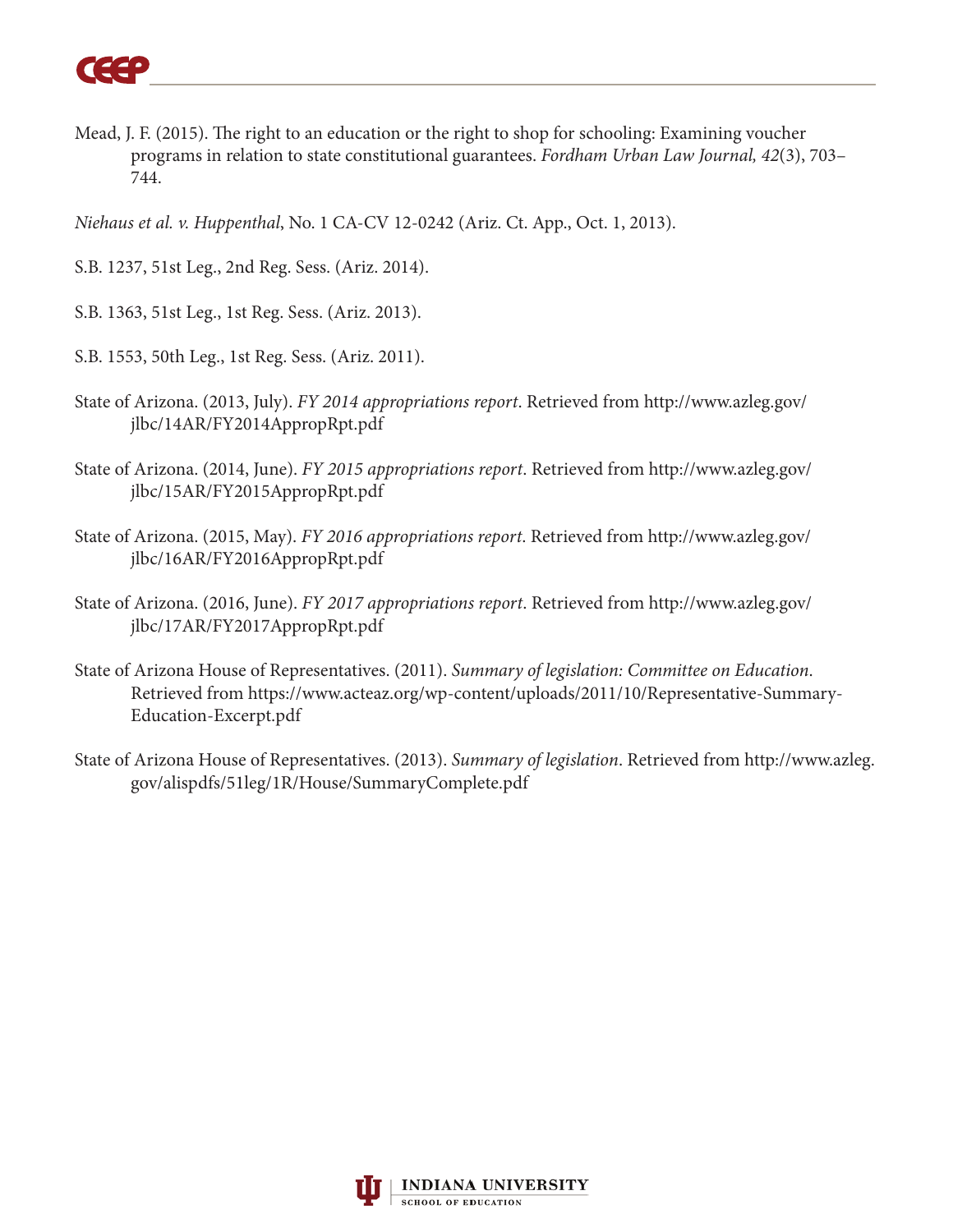Mead, J. F. (2015). The right to an education or the right to shop for schooling: Examining voucher programs in relation to state constitutional guarantees. *Fordham Urban Law Journal, 42*(3), 703–744.

*Niehaus et al. v. Huppenthal*, No. 1 CA-CV 12-0242 (Ariz. Ct. App., Oct. 1, 2013).

S.B. 1237, 51st Leg., 2nd Reg. Sess. (Ariz. 2014).

S.B. 1363, 51st Leg., 1st Reg. Sess. (Ariz. 2013).

S.B. 1553, 50th Leg., 1st Reg. Sess. (Ariz. 2011).

State of Arizona. (2013, July). *FY 2014 appropriations report*. Retrieved from http://www.azleg.gov/jlbc/14AR/FY2014AppropRpt.pdf

State of Arizona. (2014, June). *FY 2015 appropriations report*. Retrieved from http://www.azleg.gov/jlbc/15AR/FY2015AppropRpt.pdf

State of Arizona. (2015, May). *FY 2016 appropriations report*. Retrieved from http://www.azleg.gov/jlbc/16AR/FY2016AppropRpt.pdf

State of Arizona. (2016, June). *FY 2017 appropriations report*. Retrieved from http://www.azleg.gov/jlbc/17AR/FY2017AppropRpt.pdf

State of Arizona House of Representatives. (2011). *Summary of legislation: Committee on Education*. Retrieved from https://www.acteaz.org/wp-content/uploads/2011/10/Representative-Summary-Education-Excerpt.pdf

State of Arizona House of Representatives. (2013). *Summary of legislation*. Retrieved from http://www.azleg.gov/alispdfs/51leg/1R/House/SummaryComplete.pdf